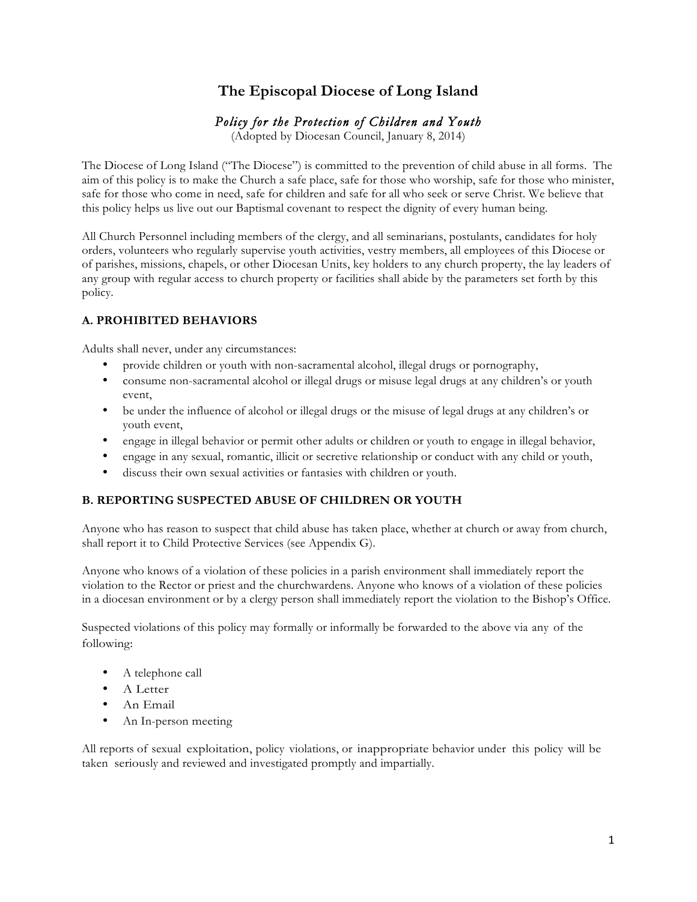# The Episcopal Diocese of Long Island

*Policy for the Protection of Children and Youth*

(Adopted by Diocesan Council, January 8, 2014)

The Diocese of Long Island ("The Diocese") is committed to the prevention of child abuse in all forms. The aim of this policy is to make the Church a safe place, safe for those who worship, safe for those who minister, safe for those who come in need, safe for children and safe for all who seek or serve Christ. We believe that this policy helps us live out our Baptismal covenant to respect the dignity of every human being.

All Church Personnel including members of the clergy, and all seminarians, postulants, candidates for holy orders, volunteers who regularly supervise youth activities, vestry members, all employees of this Diocese or of parishes, missions, chapels, or other Diocesan Units, key holders to any church property, the lay leaders of any group with regular access to church property or facilities shall abide by the parameters set forth by this policy.

## A. PROHIBITED BEHAVIORS

Adults shall never, under any circumstances:

- provide children or youth with non-sacramental alcohol, illegal drugs or pornography,
- consume non-sacramental alcohol or illegal drugs or misuse legal drugs at any children's or youth event,
- be under the influence of alcohol or illegal drugs or the misuse of legal drugs at any children's or youth event,
- engage in illegal behavior or permit other adults or children or youth to engage in illegal behavior,
- engage in any sexual, romantic, illicit or secretive relationship or conduct with any child or youth,
- discuss their own sexual activities or fantasies with children or youth.

## B. REPORTING SUSPECTED ABUSE OF CHILDREN OR YOUTH

Anyone who has reason to suspect that child abuse has taken place, whether at church or away from church, shall report it to Child Protective Services (see Appendix G).

Anyone who knows of a violation of these policies in a parish environment shall immediately report the violation to the Rector or priest and the churchwardens. Anyone who knows of a violation of these policies in a diocesan environment or by a clergy person shall immediately report the violation to the Bishop's Office.

Suspected violations of this policy may formally or informally be forwarded to the above via any of the following:

- A telephone call
- A Letter
- An Email
- An In-person meeting

All reports of sexual exploitation, policy violations, or inappropriate behavior under this policy will be taken seriously and reviewed and investigated promptly and impartially.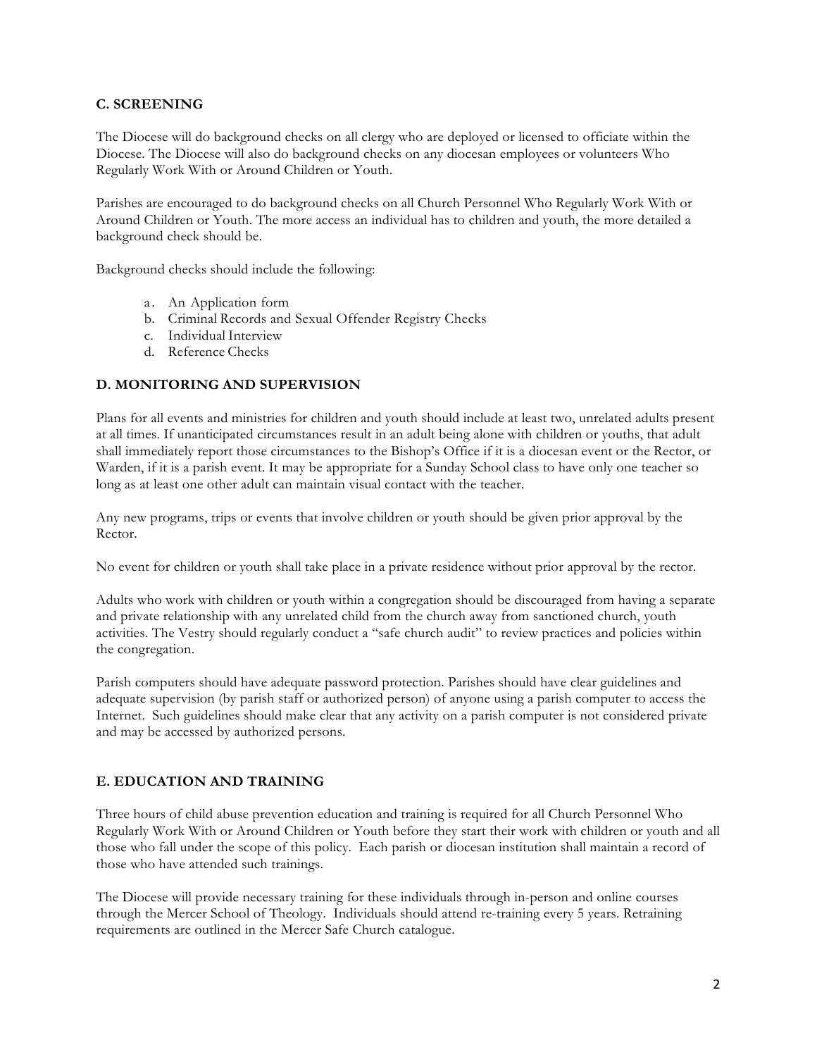### C. SCREENING

The Diocese will do background checks on all clergy who are deployed or licensed to officiate within the Diocese. The Diocese will also do background checks on any diocesan employees or volunteers Who Regularly Work With or Around Children or Youth.

Parishes are encouraged to do background checks on all Church Personnel Who Regularly Work With or Around Children or Youth. The more access an individual has to children and youth, the more detailed a background check should be.

Background checks should include the following:

a. An Application form
b. Criminal Records and Sexual Offender Registry Checks
c. Individual Interview
d. Reference Checks

### D. MONITORING AND SUPERVISION

Plans for all events and ministries for children and youth should include at least two, unrelated adults present at all times. If unanticipated circumstances result in an adult being alone with children or youths, that adult shall immediately report those circumstances to the Bishop's Office if it is a diocesan event or the Rector, or Warden, if it is a parish event. It may be appropriate for a Sunday School class to have only one teacher so long as at least one other adult can maintain visual contact with the teacher.

Any new programs, trips or events that involve children or youth should be given prior approval by the Rector.

No event for children or youth shall take place in a private residence without prior approval by the rector.

Adults who work with children or youth within a congregation should be discouraged from having a separate and private relationship with any unrelated child from the church away from sanctioned church, youth activities. The Vestry should regularly conduct a "safe church audit" to review practices and policies within the congregation.

Parish computers should have adequate password protection. Parishes should have clear guidelines and adequate supervision (by parish staff or authorized person) of anyone using a parish computer to access the Internet. Such guidelines should make clear that any activity on a parish computer is not considered private and may be accessed by authorized persons.

### E. EDUCATION AND TRAINING

Three hours of child abuse prevention education and training is required for all Church Personnel Who Regularly Work With or Around Children or Youth before they start their work with children or youth and all those who fall under the scope of this policy. Each parish or diocesan institution shall maintain a record of those who have attended such trainings.

The Diocese will provide necessary training for these individuals through in-person and online courses through the Mercer School of Theology. Individuals should attend re-training every 5 years. Retraining requirements are outlined in the Mercer Safe Church catalogue.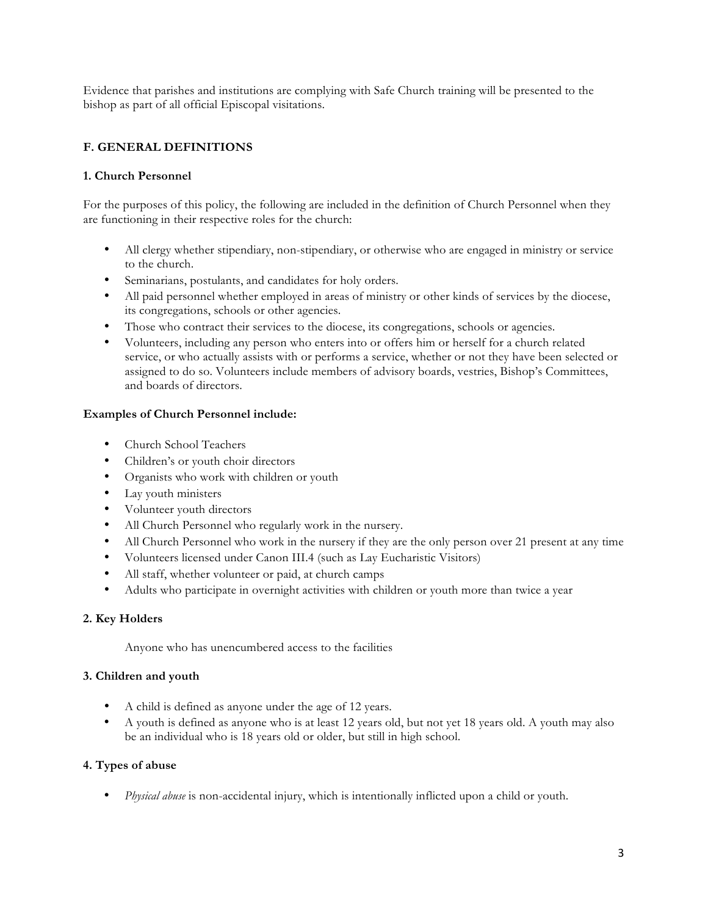Evidence that parishes and institutions are complying with Safe Church training will be presented to the bishop as part of all official Episcopal visitations.

## F. GENERAL DEFINITIONS

### 1. Church Personnel

For the purposes of this policy, the following are included in the definition of Church Personnel when they are functioning in their respective roles for the church:

- All clergy whether stipendiary, non-stipendiary, or otherwise who are engaged in ministry or service to the church.
- Seminarians, postulants, and candidates for holy orders.
- All paid personnel whether employed in areas of ministry or other kinds of services by the diocese, its congregations, schools or other agencies.
- Those who contract their services to the diocese, its congregations, schools or agencies.
- Volunteers, including any person who enters into or offers him or herself for a church related service, or who actually assists with or performs a service, whether or not they have been selected or assigned to do so. Volunteers include members of advisory boards, vestries, Bishop's Committees, and boards of directors.

**Examples of Church Personnel include:**

- Church School Teachers
- Children's or youth choir directors
- Organists who work with children or youth
- Lay youth ministers
- Volunteer youth directors
- All Church Personnel who regularly work in the nursery.
- All Church Personnel who work in the nursery if they are the only person over 21 present at any time
- Volunteers licensed under Canon III.4 (such as Lay Eucharistic Visitors)
- All staff, whether volunteer or paid, at church camps
- Adults who participate in overnight activities with children or youth more than twice a year

### 2. Key Holders

Anyone who has unencumbered access to the facilities

### 3. Children and youth

- A child is defined as anyone under the age of 12 years.
- A youth is defined as anyone who is at least 12 years old, but not yet 18 years old. A youth may also be an individual who is 18 years old or older, but still in high school.

### 4. Types of abuse

- *Physical abuse* is non-accidental injury, which is intentionally inflicted upon a child or youth.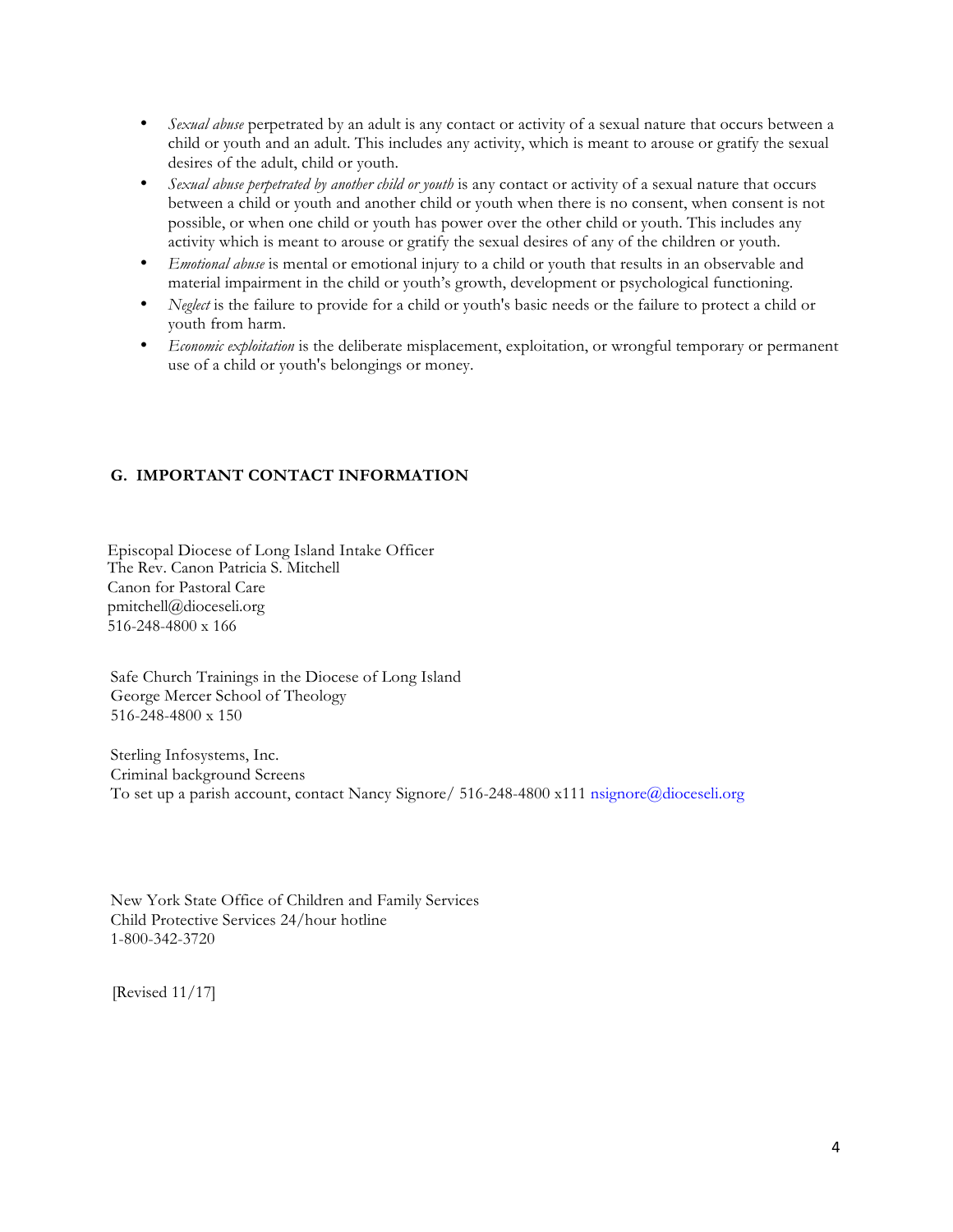- *Sexual abuse* perpetrated by an adult is any contact or activity of a sexual nature that occurs between a child or youth and an adult. This includes any activity, which is meant to arouse or gratify the sexual desires of the adult, child or youth.
- *Sexual abuse perpetrated by another child or youth* is any contact or activity of a sexual nature that occurs between a child or youth and another child or youth when there is no consent, when consent is not possible, or when one child or youth has power over the other child or youth. This includes any activity which is meant to arouse or gratify the sexual desires of any of the children or youth.
- *Emotional abuse* is mental or emotional injury to a child or youth that results in an observable and material impairment in the child or youth's growth, development or psychological functioning.
- *Neglect* is the failure to provide for a child or youth's basic needs or the failure to protect a child or youth from harm.
- *Economic exploitation* is the deliberate misplacement, exploitation, or wrongful temporary or permanent use of a child or youth's belongings or money.

## G. IMPORTANT CONTACT INFORMATION

Episcopal Diocese of Long Island Intake Officer
The Rev. Canon Patricia S. Mitchell
Canon for Pastoral Care
pmitchell@dioceseli.org
516-248-4800 x 166

Safe Church Trainings in the Diocese of Long Island
George Mercer School of Theology
516-248-4800 x 150

Sterling Infosystems, Inc.
Criminal background Screens
To set up a parish account, contact Nancy Signore/ 516-248-4800 x111 nsignore@dioceseli.org

New York State Office of Children and Family Services
Child Protective Services 24/hour hotline
1-800-342-3720

[Revised 11/17]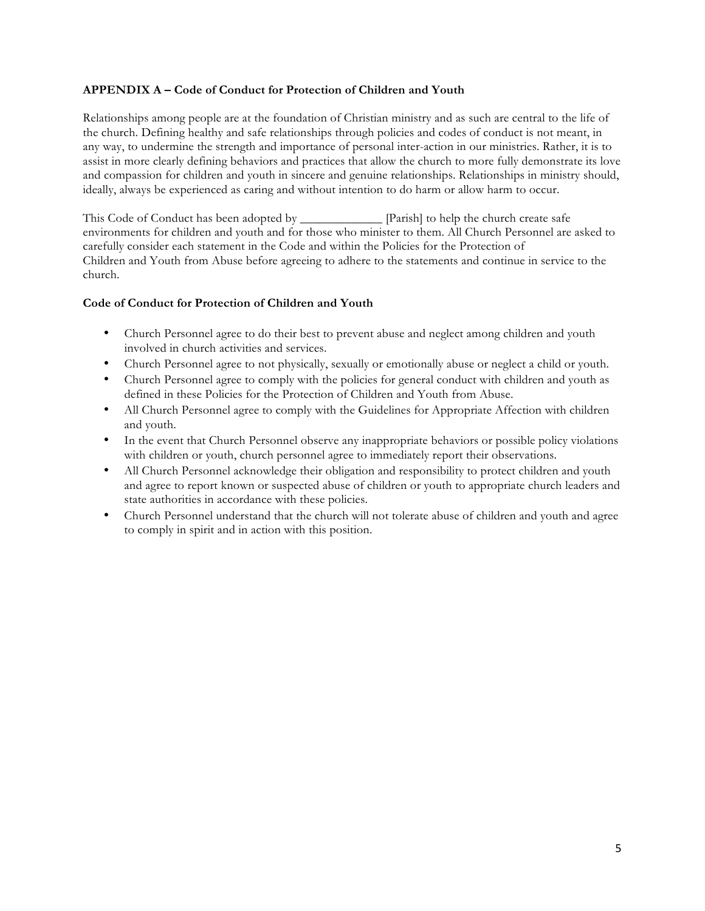**APPENDIX A – Code of Conduct for Protection of Children and Youth**

Relationships among people are at the foundation of Christian ministry and as such are central to the life of the church. Defining healthy and safe relationships through policies and codes of conduct is not meant, in any way, to undermine the strength and importance of personal inter-action in our ministries. Rather, it is to assist in more clearly defining behaviors and practices that allow the church to more fully demonstrate its love and compassion for children and youth in sincere and genuine relationships. Relationships in ministry should, ideally, always be experienced as caring and without intention to do harm or allow harm to occur.

This Code of Conduct has been adopted by _____________ [Parish] to help the church create safe environments for children and youth and for those who minister to them. All Church Personnel are asked to carefully consider each statement in the Code and within the Policies for the Protection of Children and Youth from Abuse before agreeing to adhere to the statements and continue in service to the church.

**Code of Conduct for Protection of Children and Youth**

- Church Personnel agree to do their best to prevent abuse and neglect among children and youth involved in church activities and services.
- Church Personnel agree to not physically, sexually or emotionally abuse or neglect a child or youth.
- Church Personnel agree to comply with the policies for general conduct with children and youth as defined in these Policies for the Protection of Children and Youth from Abuse.
- All Church Personnel agree to comply with the Guidelines for Appropriate Affection with children and youth.
- In the event that Church Personnel observe any inappropriate behaviors or possible policy violations with children or youth, church personnel agree to immediately report their observations.
- All Church Personnel acknowledge their obligation and responsibility to protect children and youth and agree to report known or suspected abuse of children or youth to appropriate church leaders and state authorities in accordance with these policies.
- Church Personnel understand that the church will not tolerate abuse of children and youth and agree to comply in spirit and in action with this position.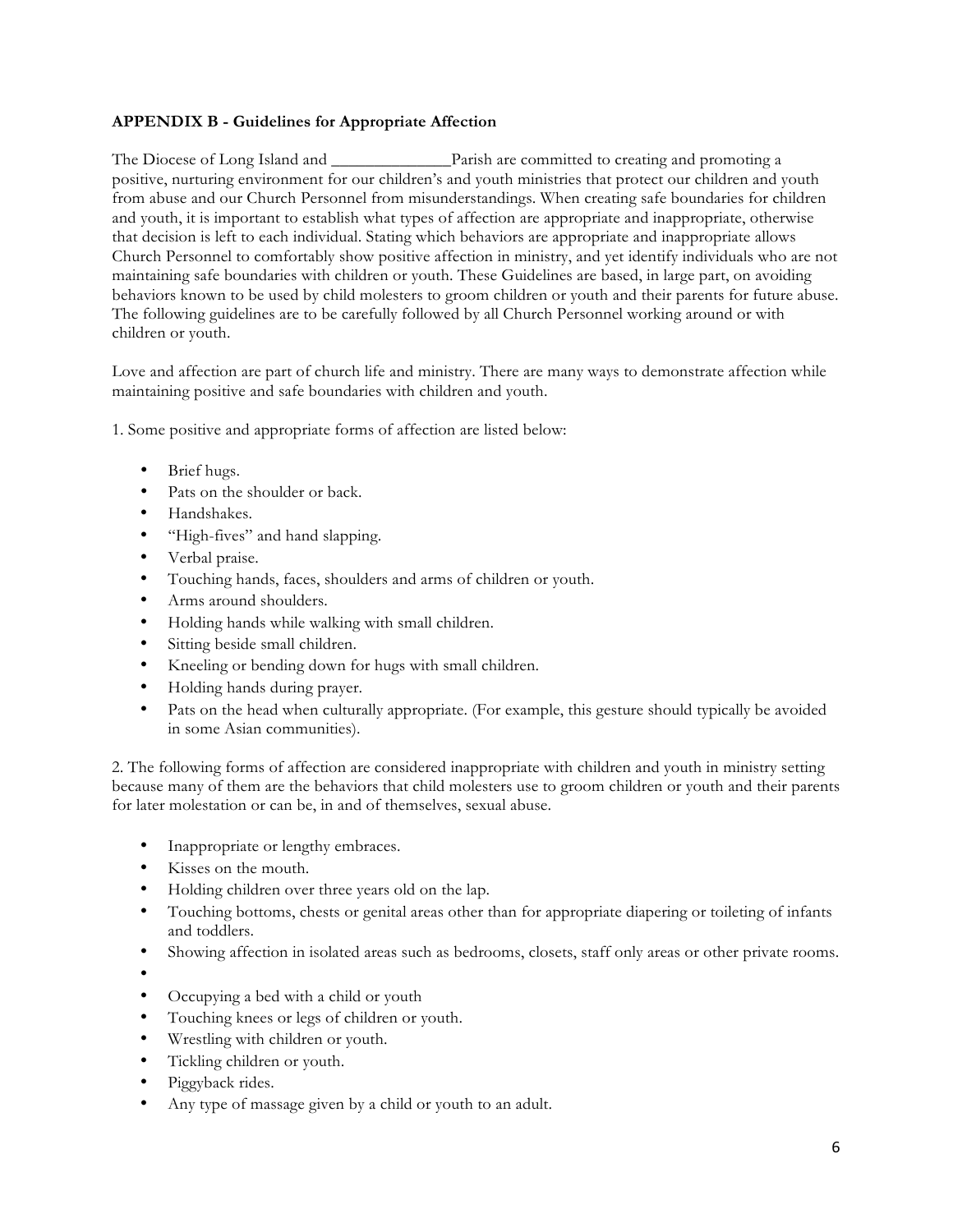**APPENDIX B - Guidelines for Appropriate Affection**

The Diocese of Long Island and ______________Parish are committed to creating and promoting a positive, nurturing environment for our children's and youth ministries that protect our children and youth from abuse and our Church Personnel from misunderstandings. When creating safe boundaries for children and youth, it is important to establish what types of affection are appropriate and inappropriate, otherwise that decision is left to each individual. Stating which behaviors are appropriate and inappropriate allows Church Personnel to comfortably show positive affection in ministry, and yet identify individuals who are not maintaining safe boundaries with children or youth. These Guidelines are based, in large part, on avoiding behaviors known to be used by child molesters to groom children or youth and their parents for future abuse. The following guidelines are to be carefully followed by all Church Personnel working around or with children or youth.

Love and affection are part of church life and ministry. There are many ways to demonstrate affection while maintaining positive and safe boundaries with children and youth.

1. Some positive and appropriate forms of affection are listed below:

- Brief hugs.
- Pats on the shoulder or back.
- Handshakes.
- "High-fives" and hand slapping.
- Verbal praise.
- Touching hands, faces, shoulders and arms of children or youth.
- Arms around shoulders.
- Holding hands while walking with small children.
- Sitting beside small children.
- Kneeling or bending down for hugs with small children.
- Holding hands during prayer.
- Pats on the head when culturally appropriate. (For example, this gesture should typically be avoided in some Asian communities).

2. The following forms of affection are considered inappropriate with children and youth in ministry setting because many of them are the behaviors that child molesters use to groom children or youth and their parents for later molestation or can be, in and of themselves, sexual abuse.

- Inappropriate or lengthy embraces.
- Kisses on the mouth.
- Holding children over three years old on the lap.
- Touching bottoms, chests or genital areas other than for appropriate diapering or toileting of infants and toddlers.
- Showing affection in isolated areas such as bedrooms, closets, staff only areas or other private rooms.
- 
- Occupying a bed with a child or youth
- Touching knees or legs of children or youth.
- Wrestling with children or youth.
- Tickling children or youth.
- Piggyback rides.
- Any type of massage given by a child or youth to an adult.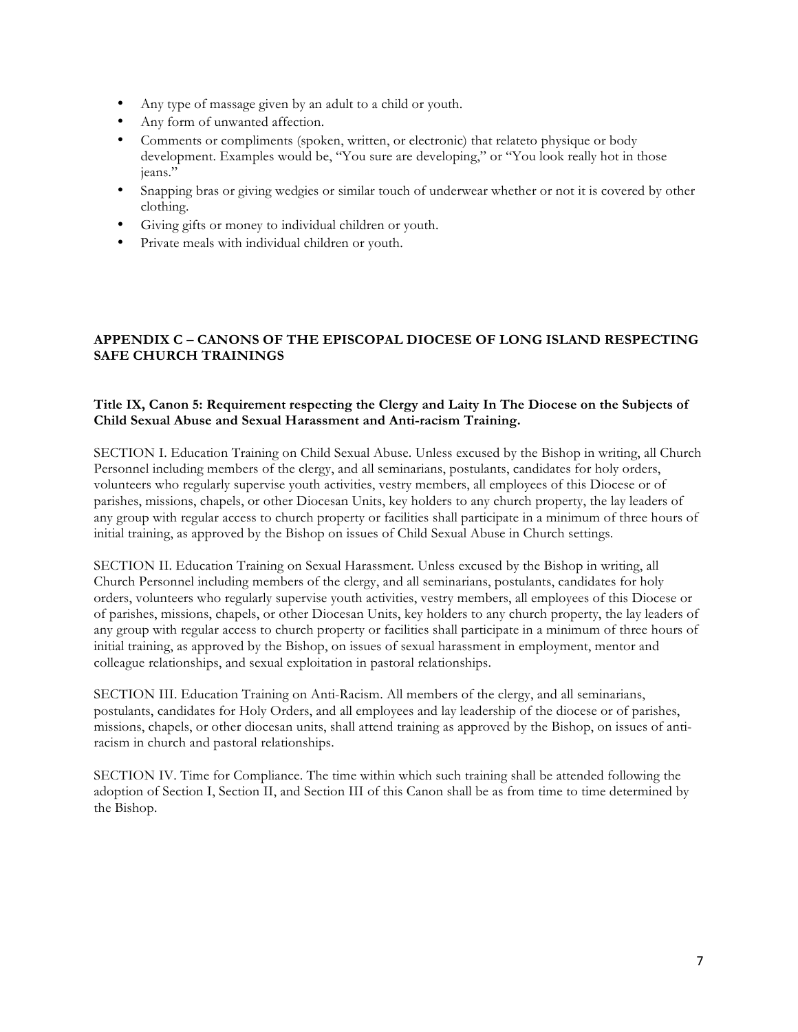- Any type of massage given by an adult to a child or youth.
- Any form of unwanted affection.
- Comments or compliments (spoken, written, or electronic) that relateto physique or body development. Examples would be, "You sure are developing," or "You look really hot in those jeans."
- Snapping bras or giving wedgies or similar touch of underwear whether or not it is covered by other clothing.
- Giving gifts or money to individual children or youth.
- Private meals with individual children or youth.

## APPENDIX C – CANONS OF THE EPISCOPAL DIOCESE OF LONG ISLAND RESPECTING SAFE CHURCH TRAININGS

### Title IX, Canon 5: Requirement respecting the Clergy and Laity In The Diocese on the Subjects of Child Sexual Abuse and Sexual Harassment and Anti-racism Training.

SECTION I. Education Training on Child Sexual Abuse. Unless excused by the Bishop in writing, all Church Personnel including members of the clergy, and all seminarians, postulants, candidates for holy orders, volunteers who regularly supervise youth activities, vestry members, all employees of this Diocese or of parishes, missions, chapels, or other Diocesan Units, key holders to any church property, the lay leaders of any group with regular access to church property or facilities shall participate in a minimum of three hours of initial training, as approved by the Bishop on issues of Child Sexual Abuse in Church settings.

SECTION II. Education Training on Sexual Harassment. Unless excused by the Bishop in writing, all Church Personnel including members of the clergy, and all seminarians, postulants, candidates for holy orders, volunteers who regularly supervise youth activities, vestry members, all employees of this Diocese or of parishes, missions, chapels, or other Diocesan Units, key holders to any church property, the lay leaders of any group with regular access to church property or facilities shall participate in a minimum of three hours of initial training, as approved by the Bishop, on issues of sexual harassment in employment, mentor and colleague relationships, and sexual exploitation in pastoral relationships.

SECTION III. Education Training on Anti-Racism. All members of the clergy, and all seminarians, postulants, candidates for Holy Orders, and all employees and lay leadership of the diocese or of parishes, missions, chapels, or other diocesan units, shall attend training as approved by the Bishop, on issues of anti-racism in church and pastoral relationships.

SECTION IV. Time for Compliance. The time within which such training shall be attended following the adoption of Section I, Section II, and Section III of this Canon shall be as from time to time determined by the Bishop.